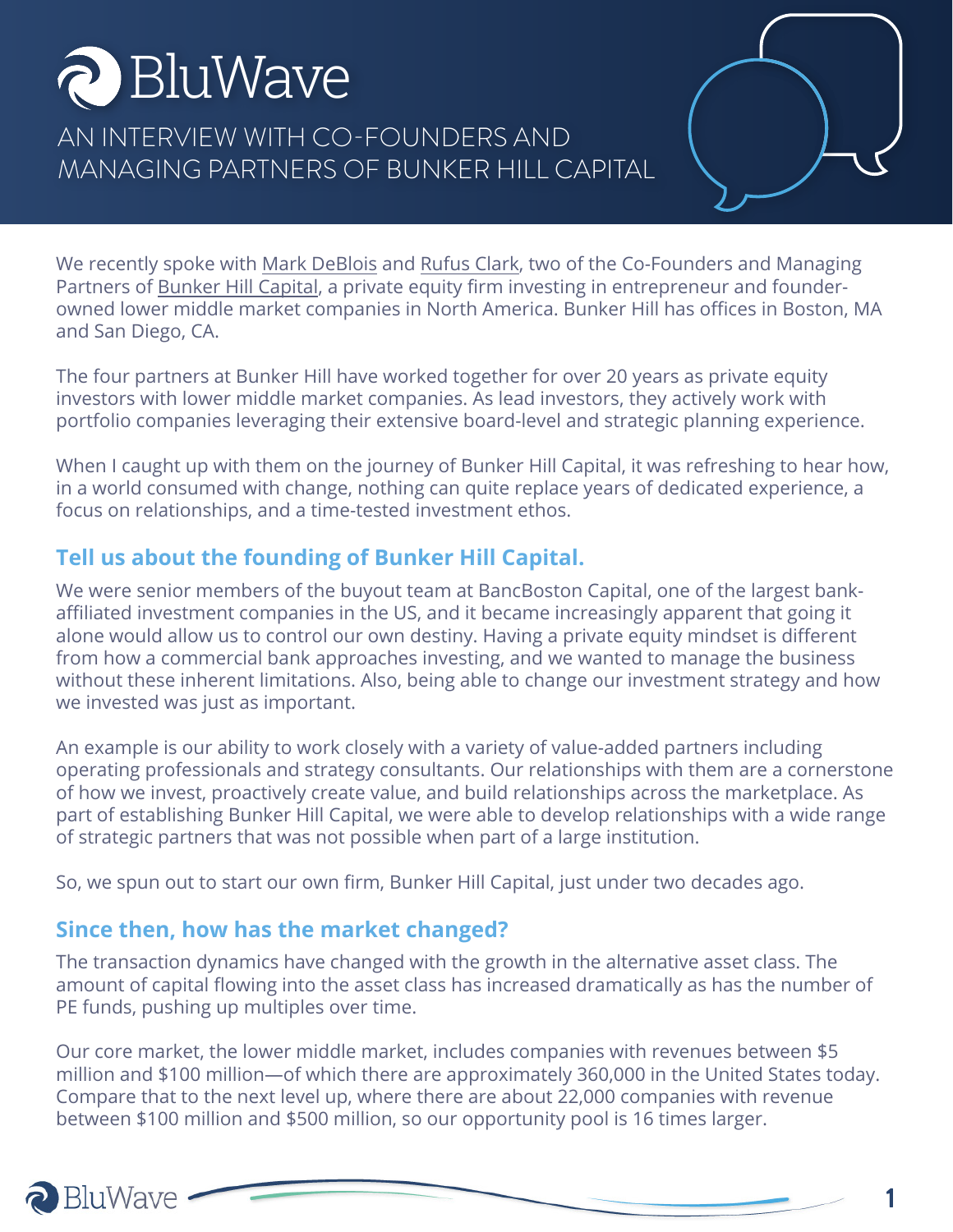# BluWave

## AN INTERVIEW WITH CO-FOUNDERS AND MANAGING PARTNERS OF BUNKER HILL CAPITAL

We recently spoke with Mark DeBlois and Rufus Clark, two of the Co-Founders and Managing Partners of Bunker Hill Capital, a private equity firm investing in entrepreneur and founder-owned lower middle market companies in North America. Bunker Hill has offices in Boston, MA and San Diego, CA.

The four partners at Bunker Hill have worked together for over 20 years as private equity investors with lower middle market companies. As lead investors, they actively work with portfolio companies leveraging their extensive board-level and strategic planning experience.

When I caught up with them on the journey of Bunker Hill Capital, it was refreshing to hear how, in a world consumed with change, nothing can quite replace years of dedicated experience, a focus on relationships, and a time-tested investment ethos.

### Tell us about the founding of Bunker Hill Capital.

We were senior members of the buyout team at BancBoston Capital, one of the largest bank-affiliated investment companies in the US, and it became increasingly apparent that going it alone would allow us to control our own destiny. Having a private equity mindset is different from how a commercial bank approaches investing, and we wanted to manage the business without these inherent limitations. Also, being able to change our investment strategy and how we invested was just as important.

An example is our ability to work closely with a variety of value-added partners including operating professionals and strategy consultants. Our relationships with them are a cornerstone of how we invest, proactively create value, and build relationships across the marketplace. As part of establishing Bunker Hill Capital, we were able to develop relationships with a wide range of strategic partners that was not possible when part of a large institution.

So, we spun out to start our own firm, Bunker Hill Capital, just under two decades ago.

### Since then, how has the market changed?

The transaction dynamics have changed with the growth in the alternative asset class. The amount of capital flowing into the asset class has increased dramatically as has the number of PE funds, pushing up multiples over time.

Our core market, the lower middle market, includes companies with revenues between $5 million and $100 million—of which there are approximately 360,000 in the United States today. Compare that to the next level up, where there are about 22,000 companies with revenue between $100 million and $500 million, so our opportunity pool is 16 times larger.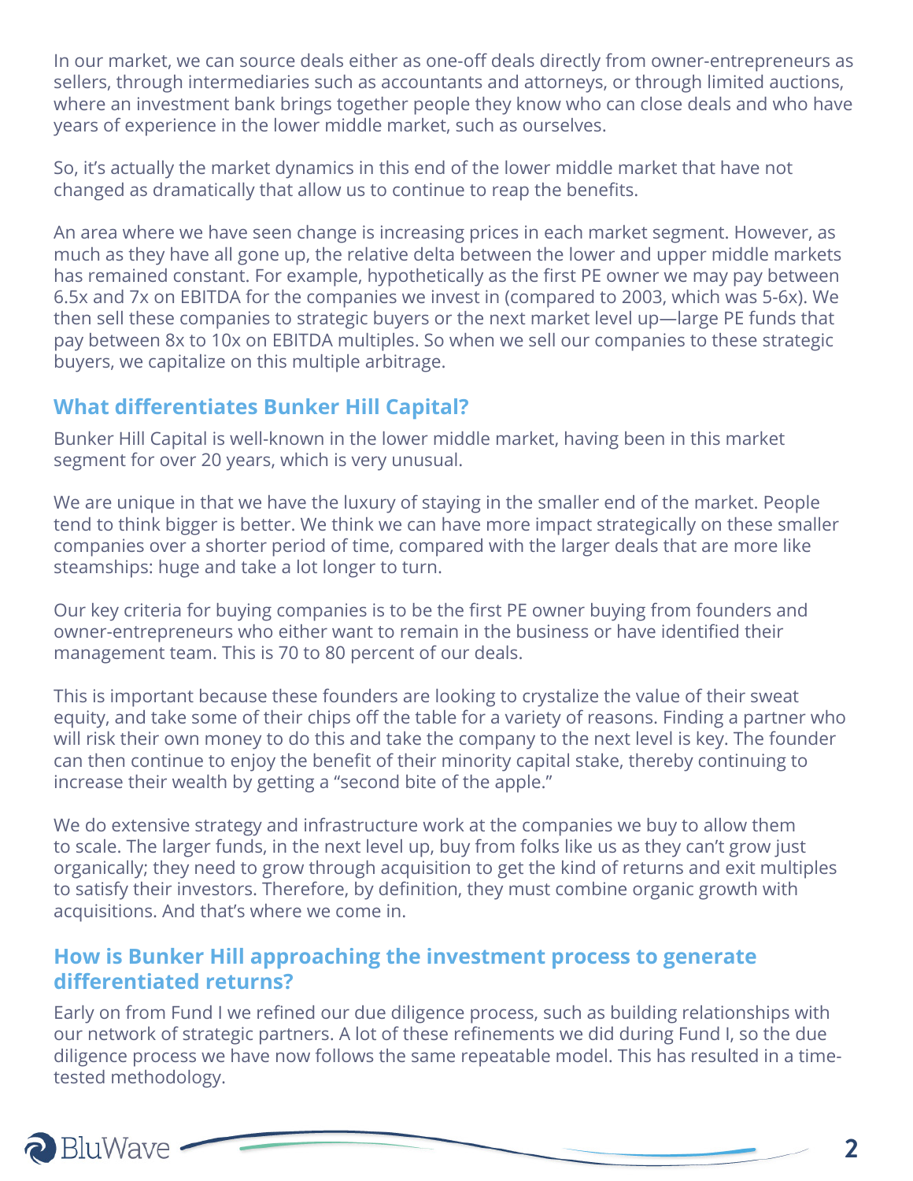In our market, we can source deals either as one-off deals directly from owner-entrepreneurs as sellers, through intermediaries such as accountants and attorneys, or through limited auctions, where an investment bank brings together people they know who can close deals and who have years of experience in the lower middle market, such as ourselves.

So, it's actually the market dynamics in this end of the lower middle market that have not changed as dramatically that allow us to continue to reap the benefits.

An area where we have seen change is increasing prices in each market segment. However, as much as they have all gone up, the relative delta between the lower and upper middle markets has remained constant. For example, hypothetically as the first PE owner we may pay between 6.5x and 7x on EBITDA for the companies we invest in (compared to 2003, which was 5-6x). We then sell these companies to strategic buyers or the next market level up—large PE funds that pay between 8x to 10x on EBITDA multiples. So when we sell our companies to these strategic buyers, we capitalize on this multiple arbitrage.

## What differentiates Bunker Hill Capital?

Bunker Hill Capital is well-known in the lower middle market, having been in this market segment for over 20 years, which is very unusual.

We are unique in that we have the luxury of staying in the smaller end of the market. People tend to think bigger is better. We think we can have more impact strategically on these smaller companies over a shorter period of time, compared with the larger deals that are more like steamships: huge and take a lot longer to turn.

Our key criteria for buying companies is to be the first PE owner buying from founders and owner-entrepreneurs who either want to remain in the business or have identified their management team. This is 70 to 80 percent of our deals.

This is important because these founders are looking to crystalize the value of their sweat equity, and take some of their chips off the table for a variety of reasons. Finding a partner who will risk their own money to do this and take the company to the next level is key. The founder can then continue to enjoy the benefit of their minority capital stake, thereby continuing to increase their wealth by getting a "second bite of the apple."

We do extensive strategy and infrastructure work at the companies we buy to allow them to scale. The larger funds, in the next level up, buy from folks like us as they can't grow just organically; they need to grow through acquisition to get the kind of returns and exit multiples to satisfy their investors. Therefore, by definition, they must combine organic growth with acquisitions. And that's where we come in.

## How is Bunker Hill approaching the investment process to generate differentiated returns?

Early on from Fund I we refined our due diligence process, such as building relationships with our network of strategic partners. A lot of these refinements we did during Fund I, so the due diligence process we have now follows the same repeatable model. This has resulted in a time-tested methodology.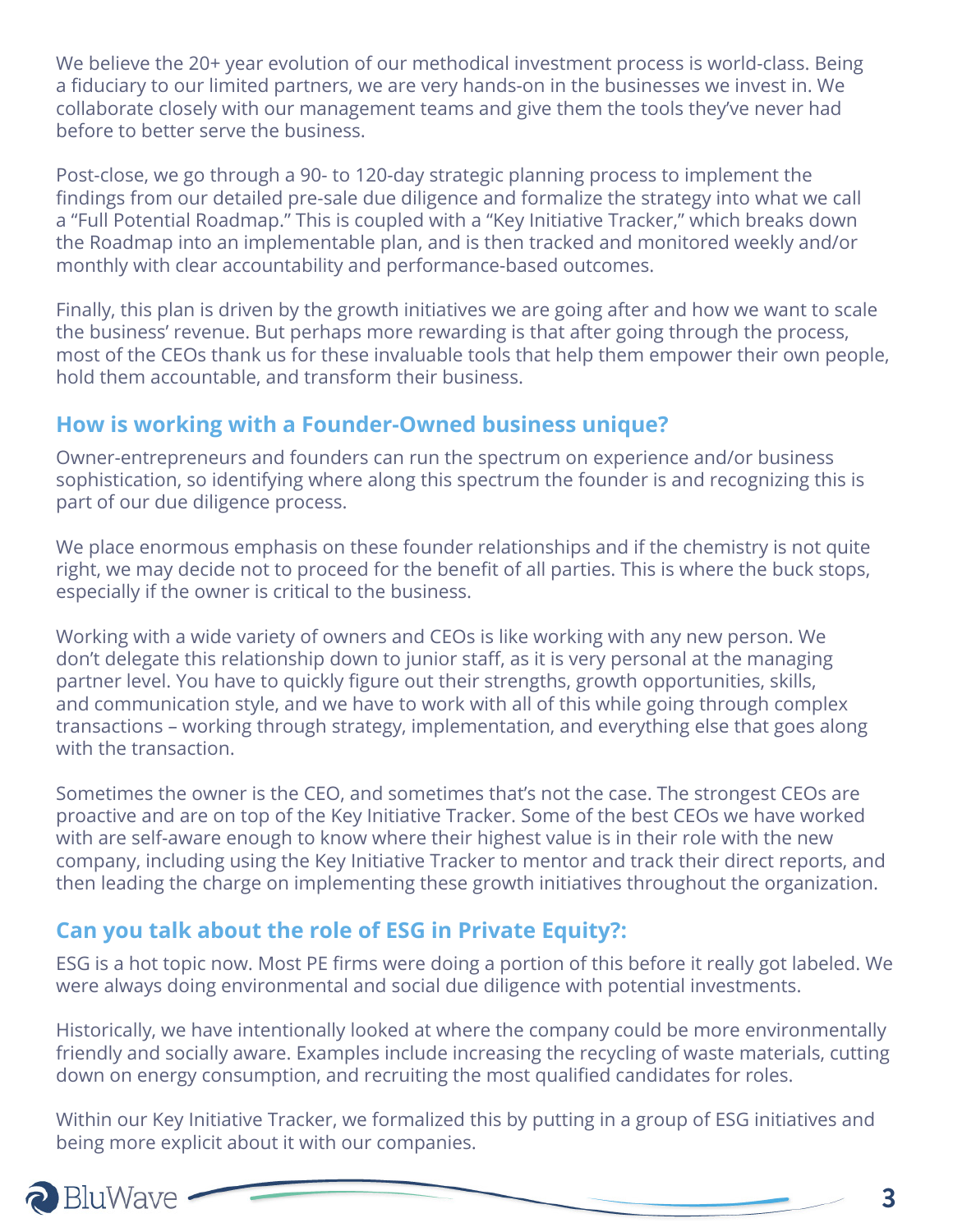We believe the 20+ year evolution of our methodical investment process is world-class. Being a fiduciary to our limited partners, we are very hands-on in the businesses we invest in. We collaborate closely with our management teams and give them the tools they've never had before to better serve the business.

Post-close, we go through a 90- to 120-day strategic planning process to implement the findings from our detailed pre-sale due diligence and formalize the strategy into what we call a "Full Potential Roadmap." This is coupled with a "Key Initiative Tracker," which breaks down the Roadmap into an implementable plan, and is then tracked and monitored weekly and/or monthly with clear accountability and performance-based outcomes.

Finally, this plan is driven by the growth initiatives we are going after and how we want to scale the business' revenue. But perhaps more rewarding is that after going through the process, most of the CEOs thank us for these invaluable tools that help them empower their own people, hold them accountable, and transform their business.

## How is working with a Founder-Owned business unique?

Owner-entrepreneurs and founders can run the spectrum on experience and/or business sophistication, so identifying where along this spectrum the founder is and recognizing this is part of our due diligence process.

We place enormous emphasis on these founder relationships and if the chemistry is not quite right, we may decide not to proceed for the benefit of all parties. This is where the buck stops, especially if the owner is critical to the business.

Working with a wide variety of owners and CEOs is like working with any new person. We don't delegate this relationship down to junior staff, as it is very personal at the managing partner level. You have to quickly figure out their strengths, growth opportunities, skills, and communication style, and we have to work with all of this while going through complex transactions – working through strategy, implementation, and everything else that goes along with the transaction.

Sometimes the owner is the CEO, and sometimes that's not the case. The strongest CEOs are proactive and are on top of the Key Initiative Tracker. Some of the best CEOs we have worked with are self-aware enough to know where their highest value is in their role with the new company, including using the Key Initiative Tracker to mentor and track their direct reports, and then leading the charge on implementing these growth initiatives throughout the organization.

## Can you talk about the role of ESG in Private Equity?:

ESG is a hot topic now. Most PE firms were doing a portion of this before it really got labeled. We were always doing environmental and social due diligence with potential investments.

Historically, we have intentionally looked at where the company could be more environmentally friendly and socially aware. Examples include increasing the recycling of waste materials, cutting down on energy consumption, and recruiting the most qualified candidates for roles.

Within our Key Initiative Tracker, we formalized this by putting in a group of ESG initiatives and being more explicit about it with our companies.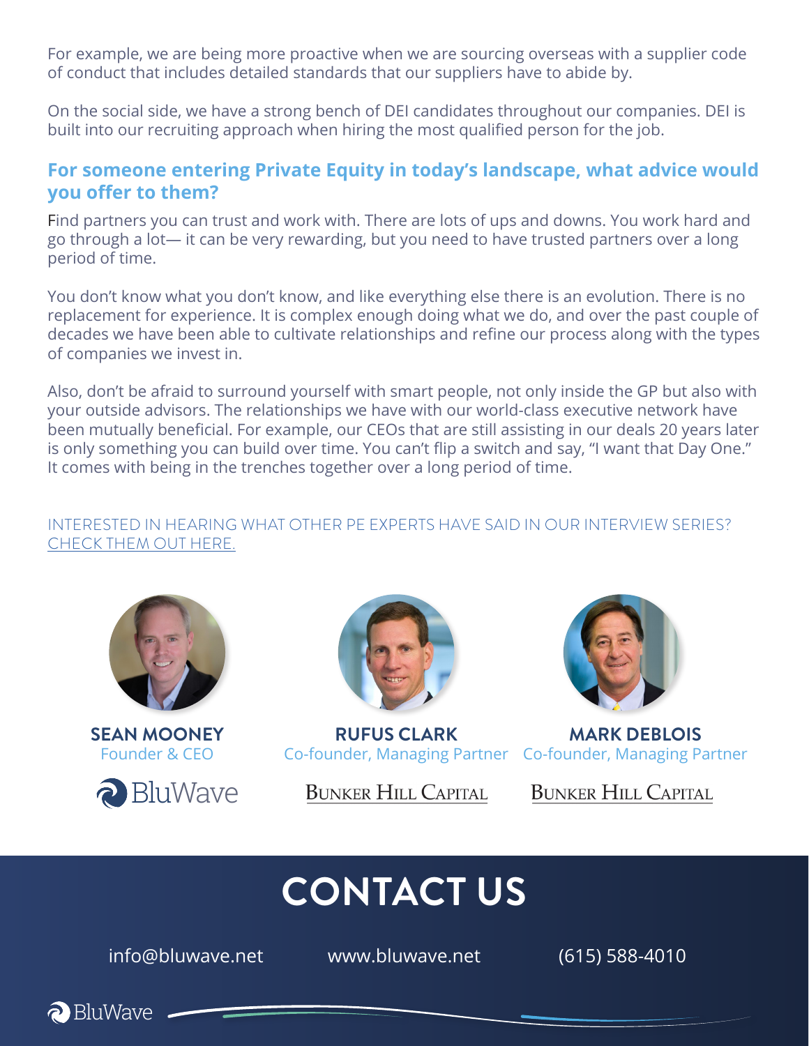For example, we are being more proactive when we are sourcing overseas with a supplier code of conduct that includes detailed standards that our suppliers have to abide by.

On the social side, we have a strong bench of DEI candidates throughout our companies. DEI is built into our recruiting approach when hiring the most qualified person for the job.

### For someone entering Private Equity in today's landscape, what advice would you offer to them?

Find partners you can trust and work with. There are lots of ups and downs. You work hard and go through a lot— it can be very rewarding, but you need to have trusted partners over a long period of time.

You don't know what you don't know, and like everything else there is an evolution. There is no replacement for experience. It is complex enough doing what we do, and over the past couple of decades we have been able to cultivate relationships and refine our process along with the types of companies we invest in.

Also, don't be afraid to surround yourself with smart people, not only inside the GP but also with your outside advisors. The relationships we have with our world-class executive network have been mutually beneficial. For example, our CEOs that are still assisting in our deals 20 years later is only something you can build over time. You can't flip a switch and say, "I want that Day One." It comes with being in the trenches together over a long period of time.

INTERESTED IN HEARING WHAT OTHER PE EXPERTS HAVE SAID IN OUR INTERVIEW SERIES? CHECK THEM OUT HERE.

**SEAN MOONEY**
Founder & CEO
BluWave

**RUFUS CLARK**
Co-founder, Managing Partner
Bunker Hill Capital

**MARK DEBLOIS**
Co-founder, Managing Partner
Bunker Hill Capital

# CONTACT US

info@bluwave.net

www.bluwave.net

(615) 588-4010

BluWave